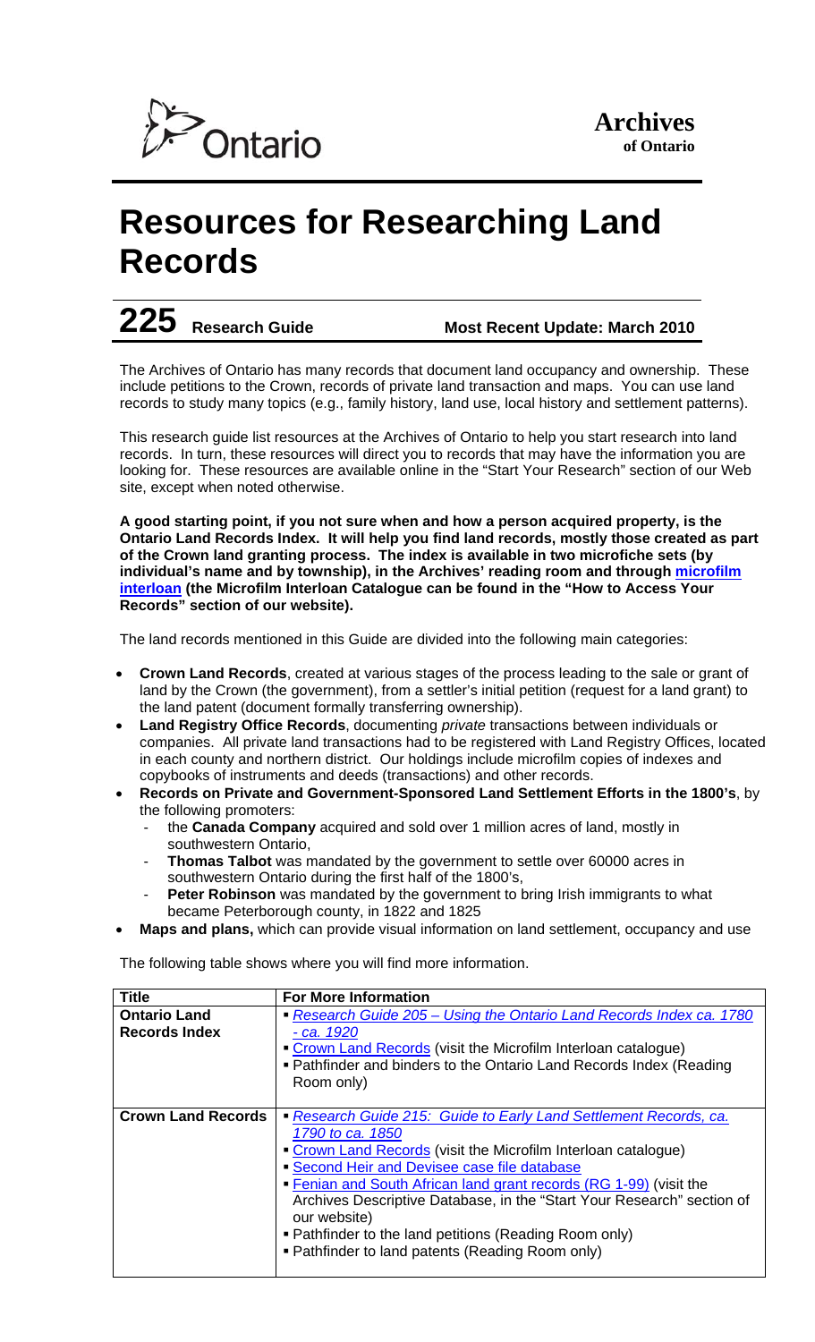Ontario

**Archives of Ontario**

# Resources for Researching Land Records

**225 Research Guide** **Most Recent Update: March 2010**

The Archives of Ontario has many records that document land occupancy and ownership. These include petitions to the Crown, records of private land transaction and maps. You can use land records to study many topics (e.g., family history, land use, local history and settlement patterns).

This research guide list resources at the Archives of Ontario to help you start research into land records. In turn, these resources will direct you to records that may have the information you are looking for. These resources are available online in the "Start Your Research" section of our Web site, except when noted otherwise.

**A good starting point, if you not sure when and how a person acquired property, is the Ontario Land Records Index. It will help you find land records, mostly those created as part of the Crown land granting process. The index is available in two microfiche sets (by individual's name and by township), in the Archives' reading room and through microfilm interloan (the Microfilm Interloan Catalogue can be found in the "How to Access Your Records" section of our website).**

The land records mentioned in this Guide are divided into the following main categories:

- **Crown Land Records**, created at various stages of the process leading to the sale or grant of land by the Crown (the government), from a settler's initial petition (request for a land grant) to the land patent (document formally transferring ownership).
- **Land Registry Office Records**, documenting *private* transactions between individuals or companies. All private land transactions had to be registered with Land Registry Offices, located in each county and northern district. Our holdings include microfilm copies of indexes and copybooks of instruments and deeds (transactions) and other records.
- **Records on Private and Government-Sponsored Land Settlement Efforts in the 1800's**, by the following promoters:
  - the **Canada Company** acquired and sold over 1 million acres of land, mostly in southwestern Ontario,
  - **Thomas Talbot** was mandated by the government to settle over 60000 acres in southwestern Ontario during the first half of the 1800's,
  - **Peter Robinson** was mandated by the government to bring Irish immigrants to what became Peterborough county, in 1822 and 1825
- **Maps and plans,** which can provide visual information on land settlement, occupancy and use

The following table shows where you will find more information.

| **Title** | **For More Information** |
|---|---|
| **Ontario Land Records Index** | ▪ *Research Guide 205 – Using the Ontario Land Records Index ca. 1780 - ca. 1920*<br>▪ Crown Land Records (visit the Microfilm Interloan catalogue)<br>▪ Pathfinder and binders to the Ontario Land Records Index (Reading Room only) |
| **Crown Land Records** | ▪ *Research Guide 215: Guide to Early Land Settlement Records, ca. 1790 to ca. 1850*<br>▪ Crown Land Records (visit the Microfilm Interloan catalogue)<br>▪ Second Heir and Devisee case file database<br>▪ Fenian and South African land grant records (RG 1-99) (visit the Archives Descriptive Database, in the "Start Your Research" section of our website)<br>▪ Pathfinder to the land petitions (Reading Room only)<br>▪ Pathfinder to land patents (Reading Room only) |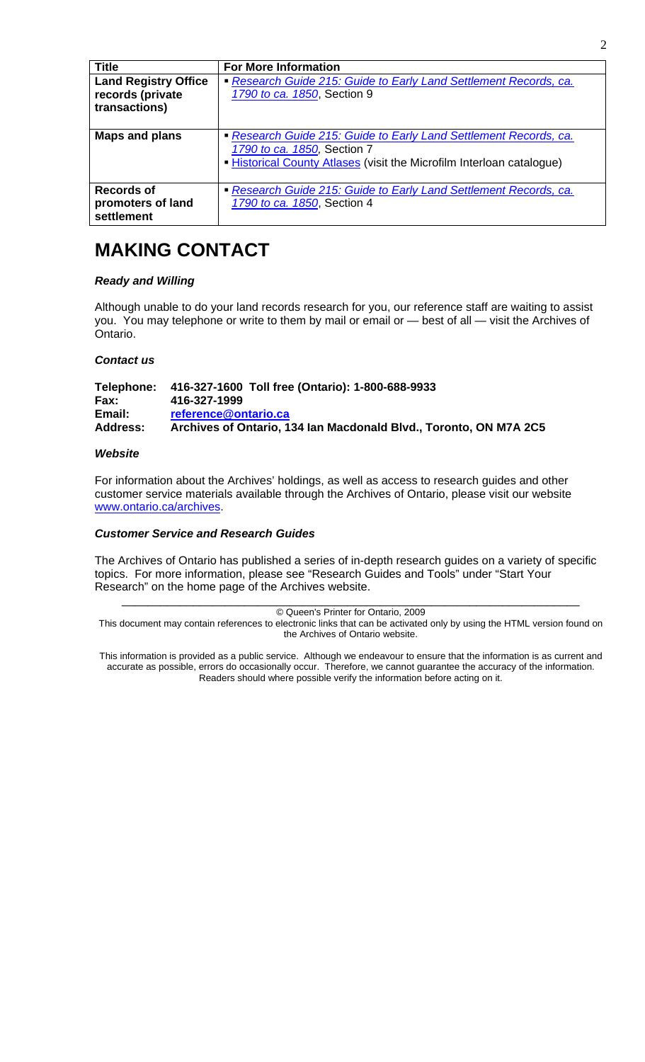| Title | For More Information |
|---|---|
| **Land Registry Office records (private transactions)** | ▪ *Research Guide 215: Guide to Early Land Settlement Records, ca. 1790 to ca. 1850*, Section 9 |
| **Maps and plans** | ▪ *Research Guide 215: Guide to Early Land Settlement Records, ca. 1790 to ca. 1850*, Section 7<br>▪ Historical County Atlases (visit the Microfilm Interloan catalogue) |
| **Records of promoters of land settlement** | ▪ *Research Guide 215: Guide to Early Land Settlement Records, ca. 1790 to ca. 1850*, Section 4 |

# MAKING CONTACT

### *Ready and Willing*

Although unable to do your land records research for you, our reference staff are waiting to assist you. You may telephone or write to them by mail or email or — best of all — visit the Archives of Ontario.

### *Contact us*

**Telephone:** **416-327-1600 Toll free (Ontario): 1-800-688-9933**
**Fax:** **416-327-1999**
**Email:** **reference@ontario.ca**
**Address:** **Archives of Ontario, 134 Ian Macdonald Blvd., Toronto, ON M7A 2C5**

### *Website*

For information about the Archives' holdings, as well as access to research guides and other customer service materials available through the Archives of Ontario, please visit our website www.ontario.ca/archives.

### *Customer Service and Research Guides*

The Archives of Ontario has published a series of in-depth research guides on a variety of specific topics. For more information, please see "Research Guides and Tools" under "Start Your Research" on the home page of the Archives website.

---

© Queen's Printer for Ontario, 2009

This document may contain references to electronic links that can be activated only by using the HTML version found on the Archives of Ontario website.

This information is provided as a public service. Although we endeavour to ensure that the information is as current and accurate as possible, errors do occasionally occur. Therefore, we cannot guarantee the accuracy of the information. Readers should where possible verify the information before acting on it.